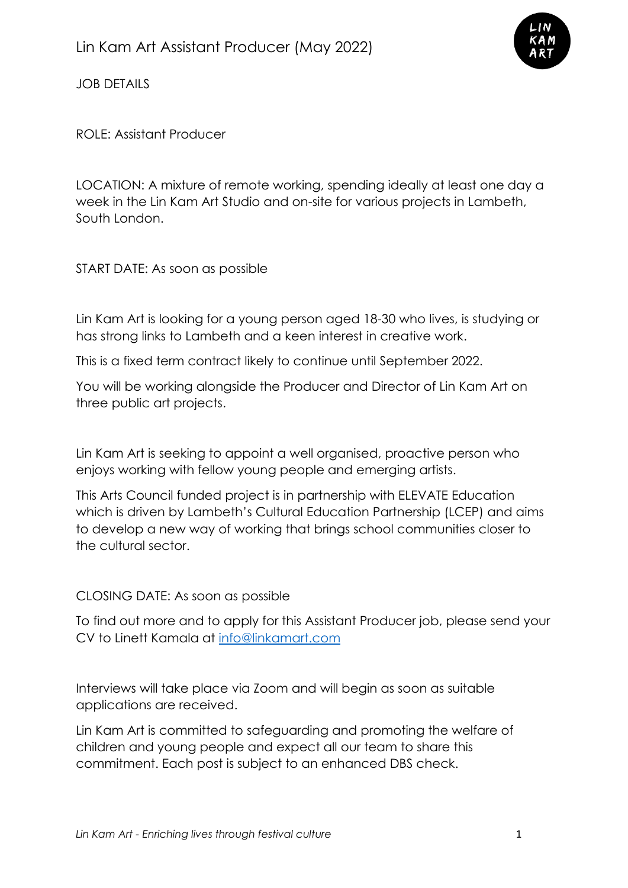# Lin Kam Art Assistant Producer (May 2022)

JOB DETAILS

ROLE: Assistant Producer

LOCATION: A mixture of remote working, spending ideally at least one day a week in the Lin Kam Art Studio and on-site for various projects in Lambeth, South London.

START DATE: As soon as possible

Lin Kam Art is looking for a young person aged 18-30 who lives, is studying or has strong links to Lambeth and a keen interest in creative work.

This is a fixed term contract likely to continue until September 2022.

You will be working alongside the Producer and Director of Lin Kam Art on three public art projects.

Lin Kam Art is seeking to appoint a well organised, proactive person who enjoys working with fellow young people and emerging artists.

This Arts Council funded project is in partnership with ELEVATE Education which is driven by Lambeth's Cultural Education Partnership (LCEP) and aims to develop a new way of working that brings school communities closer to the cultural sector.

CLOSING DATE: As soon as possible

To find out more and to apply for this Assistant Producer job, please send your CV to Linett Kamala at [info@linkamart.com](mailto:info@linkamart.com)

Interviews will take place via Zoom and will begin as soon as suitable applications are received.

Lin Kam Art is committed to safeguarding and promoting the welfare of children and young people and expect all our team to share this commitment. Each post is subject to an enhanced DBS check.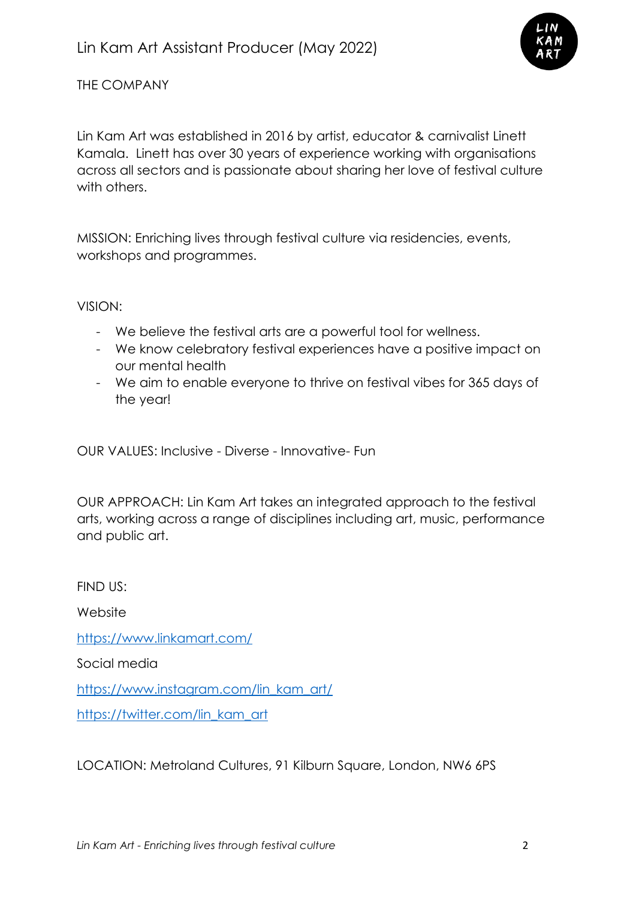## THE COMPANY

Lin Kam Art was established in 2016 by artist, educator & carnivalist Linett Kamala. Linett has over 30 years of experience working with organisations across all sectors and is passionate about sharing her love of festival culture with others.

MISSION: Enriching lives through festival culture via residencies, events, workshops and programmes.

VISION:

- We believe the festival arts are a powerful tool for wellness.
- We know celebratory festival experiences have a positive impact on our mental health
- We aim to enable everyone to thrive on festival vibes for 365 days of the year!

OUR VALUES: Inclusive - Diverse - Innovative- Fun

OUR APPROACH: Lin Kam Art takes an integrated approach to the festival arts, working across a range of disciplines including art, music, performance and public art.

FIND US:

Website

https://www.linkamart.com/

Social media

https://www.instagram.com/lin_kam_art/

https://twitter.com/lin_kam_art

LOCATION: Metroland Cultures, 91 Kilburn Square, London, NW6 6PS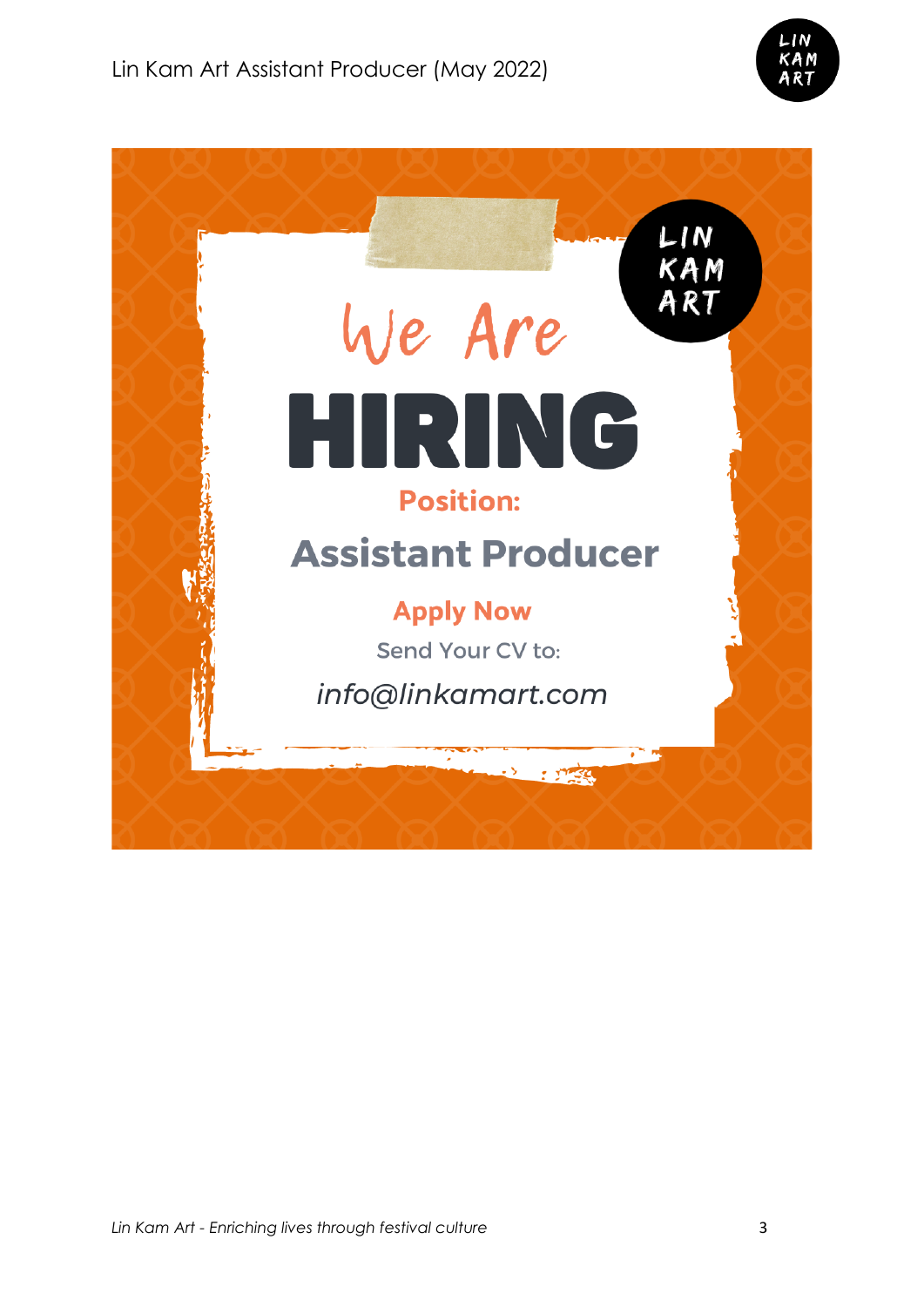LIN KAM ART

We Are

# HIRING

**Position:**

## Assistant Producer

**Apply Now**

Send Your CV to:

*info@linkamart.com*